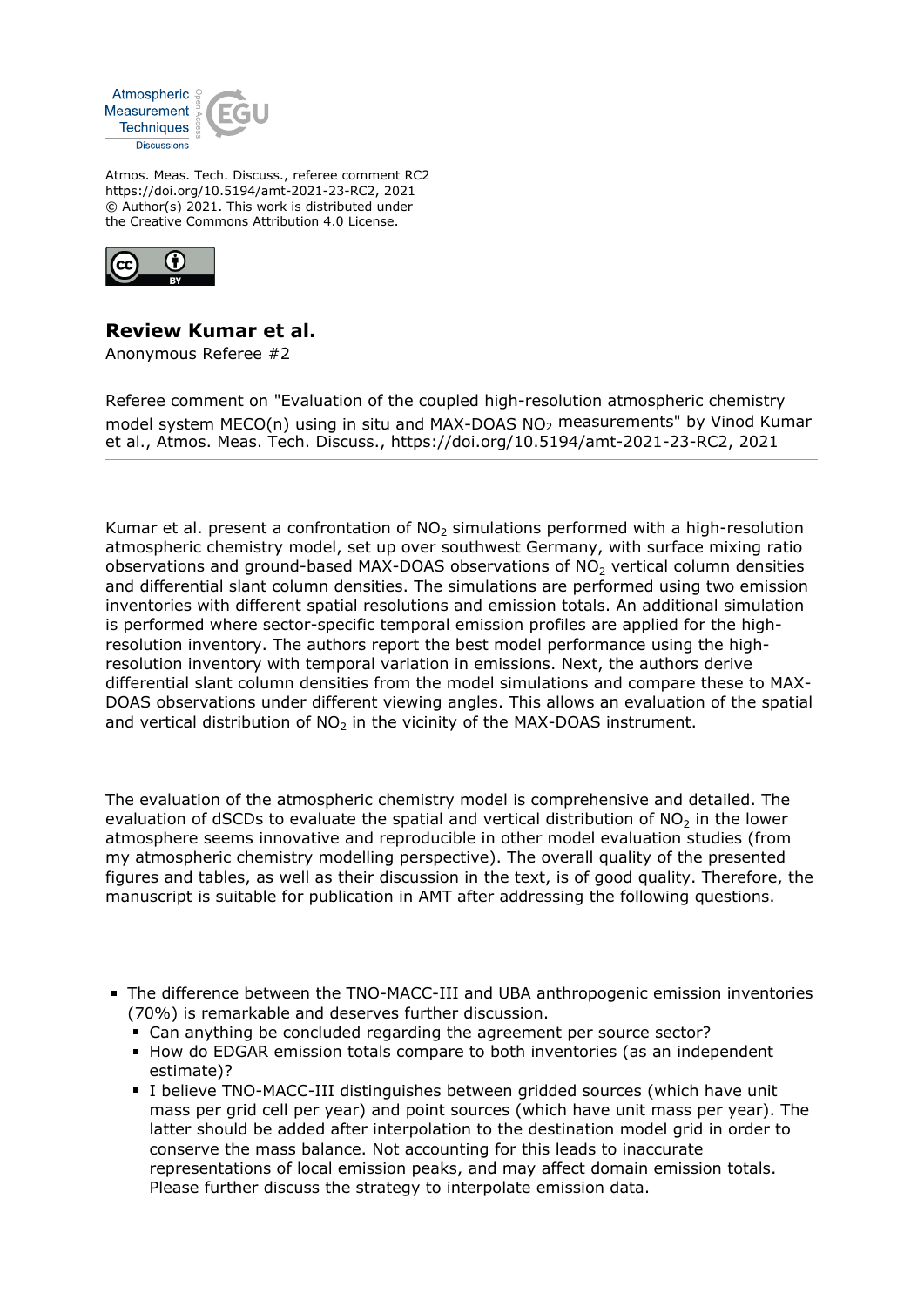Atmos. Meas. Tech. Discuss., referee comment RC2
https://doi.org/10.5194/amt-2021-23-RC2, 2021
© Author(s) 2021. This work is distributed under
the Creative Commons Attribution 4.0 License.

## Review Kumar et al.

Anonymous Referee #2

Referee comment on "Evaluation of the coupled high-resolution atmospheric chemistry model system MECO(n) using in situ and MAX-DOAS $NO_2$ measurements" by Vinod Kumar et al., Atmos. Meas. Tech. Discuss., https://doi.org/10.5194/amt-2021-23-RC2, 2021

Kumar et al. present a confrontation of $NO_2$ simulations performed with a high-resolution atmospheric chemistry model, set up over southwest Germany, with surface mixing ratio observations and ground-based MAX-DOAS observations of $NO_2$ vertical column densities and differential slant column densities. The simulations are performed using two emission inventories with different spatial resolutions and emission totals. An additional simulation is performed where sector-specific temporal emission profiles are applied for the high-resolution inventory. The authors report the best model performance using the high-resolution inventory with temporal variation in emissions. Next, the authors derive differential slant column densities from the model simulations and compare these to MAX-DOAS observations under different viewing angles. This allows an evaluation of the spatial and vertical distribution of $NO_2$ in the vicinity of the MAX-DOAS instrument.

The evaluation of the atmospheric chemistry model is comprehensive and detailed. The evaluation of dSCDs to evaluate the spatial and vertical distribution of $NO_2$ in the lower atmosphere seems innovative and reproducible in other model evaluation studies (from my atmospheric chemistry modelling perspective). The overall quality of the presented figures and tables, as well as their discussion in the text, is of good quality. Therefore, the manuscript is suitable for publication in AMT after addressing the following questions.

- The difference between the TNO-MACC-III and UBA anthropogenic emission inventories (70%) is remarkable and deserves further discussion.
  - Can anything be concluded regarding the agreement per source sector?
  - How do EDGAR emission totals compare to both inventories (as an independent estimate)?
  - I believe TNO-MACC-III distinguishes between gridded sources (which have unit mass per grid cell per year) and point sources (which have unit mass per year). The latter should be added after interpolation to the destination model grid in order to conserve the mass balance. Not accounting for this leads to inaccurate representations of local emission peaks, and may affect domain emission totals. Please further discuss the strategy to interpolate emission data.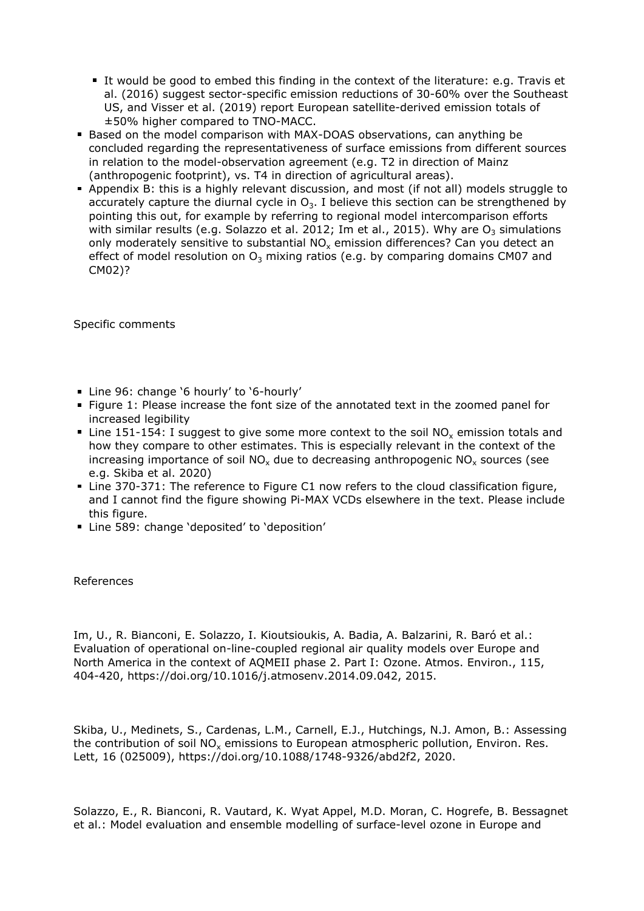- It would be good to embed this finding in the context of the literature: e.g. Travis et al. (2016) suggest sector-specific emission reductions of 30-60% over the Southeast US, and Visser et al. (2019) report European satellite-derived emission totals of ±50% higher compared to TNO-MACC.
- Based on the model comparison with MAX-DOAS observations, can anything be concluded regarding the representativeness of surface emissions from different sources in relation to the model-observation agreement (e.g. T2 in direction of Mainz (anthropogenic footprint), vs. T4 in direction of agricultural areas).
- Appendix B: this is a highly relevant discussion, and most (if not all) models struggle to accurately capture the diurnal cycle in $O_3$. I believe this section can be strengthened by pointing this out, for example by referring to regional model intercomparison efforts with similar results (e.g. Solazzo et al. 2012; Im et al., 2015). Why are $O_3$ simulations only moderately sensitive to substantial $NO_x$ emission differences? Can you detect an effect of model resolution on $O_3$ mixing ratios (e.g. by comparing domains CM07 and CM02)?

Specific comments

- Line 96: change '6 hourly' to '6-hourly'
- Figure 1: Please increase the font size of the annotated text in the zoomed panel for increased legibility
- Line 151-154: I suggest to give some more context to the soil $NO_x$ emission totals and how they compare to other estimates. This is especially relevant in the context of the increasing importance of soil $NO_x$ due to decreasing anthropogenic $NO_x$ sources (see e.g. Skiba et al. 2020)
- Line 370-371: The reference to Figure C1 now refers to the cloud classification figure, and I cannot find the figure showing Pi-MAX VCDs elsewhere in the text. Please include this figure.
- Line 589: change 'deposited' to 'deposition'

References

Im, U., R. Bianconi, E. Solazzo, I. Kioutsioukis, A. Badia, A. Balzarini, R. Baró et al.: Evaluation of operational on-line-coupled regional air quality models over Europe and North America in the context of AQMEII phase 2. Part I: Ozone. Atmos. Environ., 115, 404-420, https://doi.org/10.1016/j.atmosenv.2014.09.042, 2015.

Skiba, U., Medinets, S., Cardenas, L.M., Carnell, E.J., Hutchings, N.J. Amon, B.: Assessing the contribution of soil $NO_x$ emissions to European atmospheric pollution, Environ. Res. Lett, 16 (025009), https://doi.org/10.1088/1748-9326/abd2f2, 2020.

Solazzo, E., R. Bianconi, R. Vautard, K. Wyat Appel, M.D. Moran, C. Hogrefe, B. Bessagnet et al.: Model evaluation and ensemble modelling of surface-level ozone in Europe and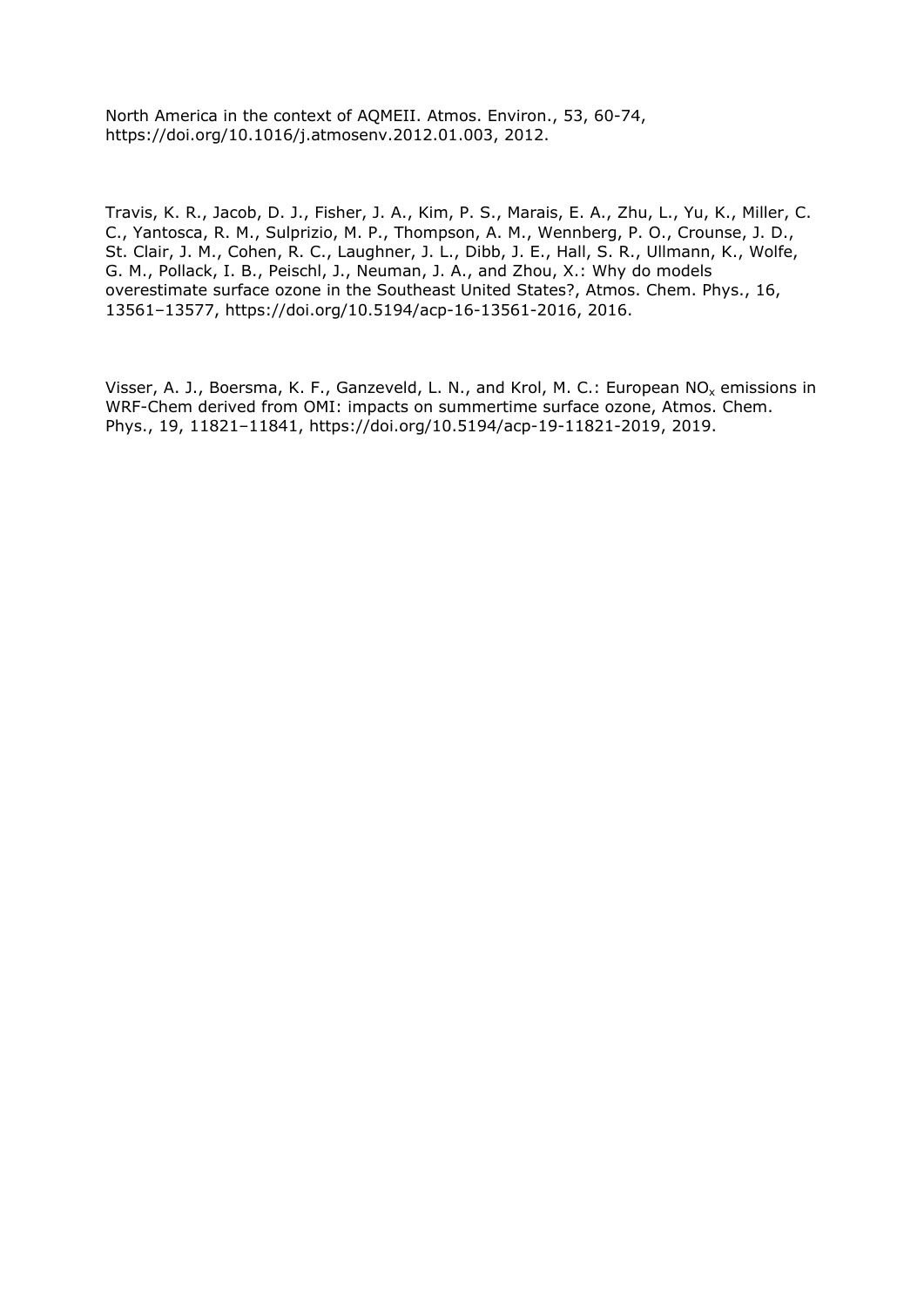North America in the context of AQMEII. Atmos. Environ., 53, 60-74, https://doi.org/10.1016/j.atmosenv.2012.01.003, 2012.

Travis, K. R., Jacob, D. J., Fisher, J. A., Kim, P. S., Marais, E. A., Zhu, L., Yu, K., Miller, C. C., Yantosca, R. M., Sulprizio, M. P., Thompson, A. M., Wennberg, P. O., Crounse, J. D., St. Clair, J. M., Cohen, R. C., Laughner, J. L., Dibb, J. E., Hall, S. R., Ullmann, K., Wolfe, G. M., Pollack, I. B., Peischl, J., Neuman, J. A., and Zhou, X.: Why do models overestimate surface ozone in the Southeast United States?, Atmos. Chem. Phys., 16, 13561–13577, https://doi.org/10.5194/acp-16-13561-2016, 2016.

Visser, A. J., Boersma, K. F., Ganzeveld, L. N., and Krol, M. C.: European $NO_x$ emissions in WRF-Chem derived from OMI: impacts on summertime surface ozone, Atmos. Chem. Phys., 19, 11821–11841, https://doi.org/10.5194/acp-19-11821-2019, 2019.